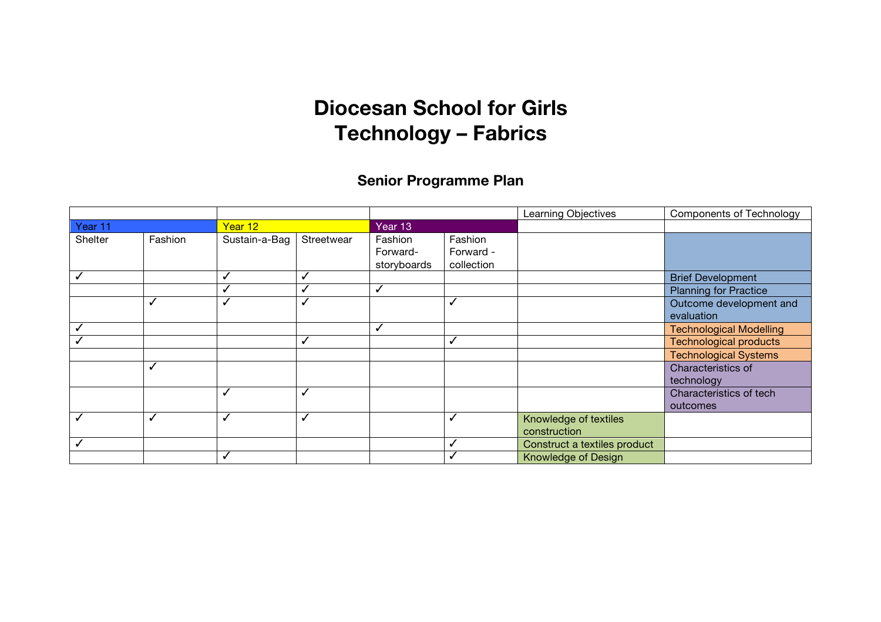# Diocesan School for Girls
# Technology – Fabrics

## Senior Programme Plan

| | | | | | | Learning Objectives | Components of Technology |
|---|---|---|---|---|---|---|---|
| Year 11 | | Year 12 | | Year 13 | | | |
| Shelter | Fashion | Sustain-a-Bag | Streetwear | Fashion Forward- storyboards | Fashion Forward - collection | | |
| ✓ | | ✓ | ✓ | | | | Brief Development |
| | | ✓ | ✓ | ✓ | | | Planning for Practice |
| | ✓ | ✓ | ✓ | | ✓ | | Outcome development and evaluation |
| ✓ | | | | ✓ | | | Technological Modelling |
| ✓ | | | ✓ | | ✓ | | Technological products |
| | | | | | | | Technological Systems |
| | ✓ | | | | | | Characteristics of technology |
| | | ✓ | ✓ | | | | Characteristics of tech outcomes |
| ✓ | ✓ | ✓ | ✓ | | ✓ | Knowledge of textiles construction | |
| ✓ | | | | | ✓ | Construct a textiles product | |
| | | ✓ | | | ✓ | Knowledge of Design | |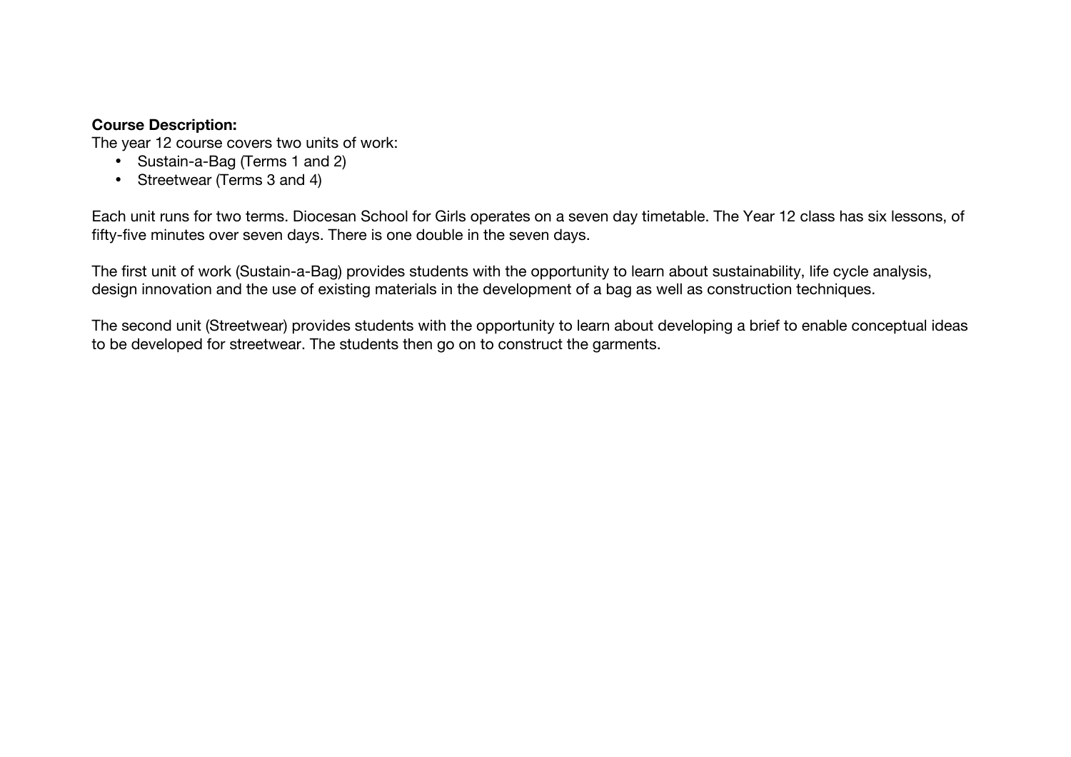**Course Description:**
The year 12 course covers two units of work:

- Sustain-a-Bag (Terms 1 and 2)
- Streetwear (Terms 3 and 4)

Each unit runs for two terms. Diocesan School for Girls operates on a seven day timetable. The Year 12 class has six lessons, of fifty-five minutes over seven days. There is one double in the seven days.

The first unit of work (Sustain-a-Bag) provides students with the opportunity to learn about sustainability, life cycle analysis, design innovation and the use of existing materials in the development of a bag as well as construction techniques.

The second unit (Streetwear) provides students with the opportunity to learn about developing a brief to enable conceptual ideas to be developed for streetwear. The students then go on to construct the garments.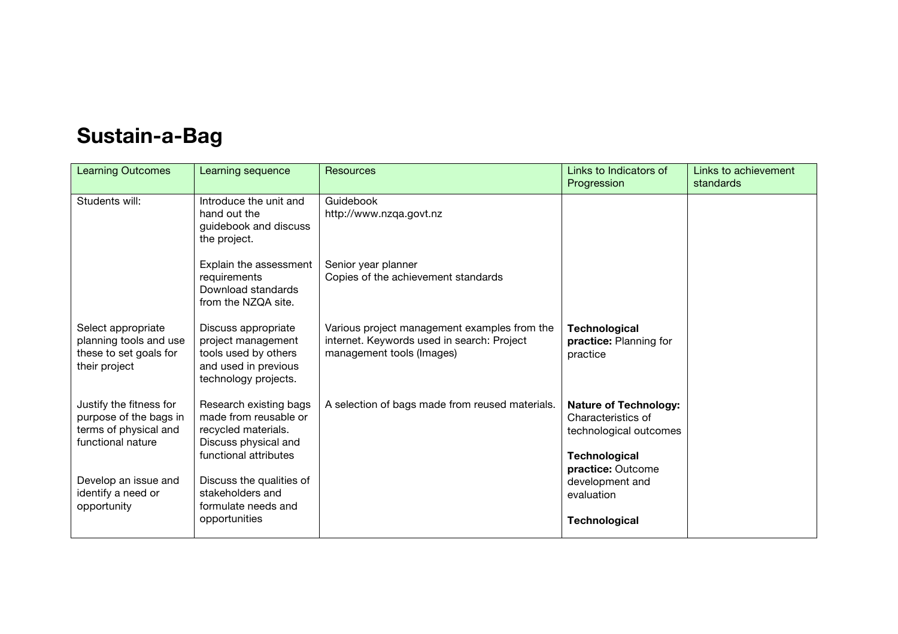# Sustain-a-Bag

| Learning Outcomes | Learning sequence | Resources | Links to Indicators of Progression | Links to achievement standards |
|---|---|---|---|---|
| Students will: | Introduce the unit and hand out the guidebook and discuss the project. | Guidebook<br>http://www.nzqa.govt.nz | | |
| | Explain the assessment requirements<br>Download standards from the NZQA site. | Senior year planner<br>Copies of the achievement standards | | |
| Select appropriate planning tools and use these to set goals for their project | Discuss appropriate project management tools used by others and used in previous technology projects. | Various project management examples from the internet. Keywords used in search: Project management tools (Images) | **Technological practice:** Planning for practice | |
| Justify the fitness for purpose of the bags in terms of physical and functional nature | Research existing bags made from reusable or recycled materials. Discuss physical and functional attributes | A selection of bags made from reused materials. | **Nature of Technology:** Characteristics of technological outcomes<br><br>**Technological practice:** Outcome development and evaluation | |
| Develop an issue and identify a need or opportunity | Discuss the qualities of stakeholders and formulate needs and opportunities | | **Technological** | |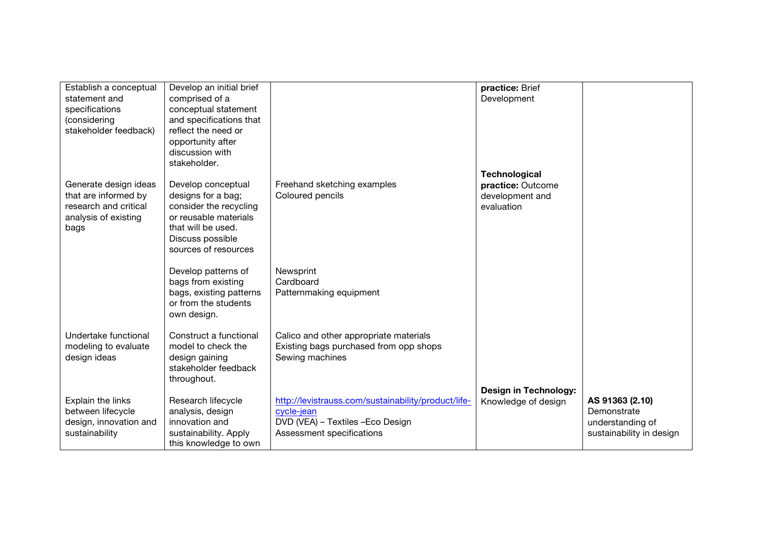| | | | | |
|---|---|---|---|---|
| Establish a conceptual statement and specifications (considering stakeholder feedback) | Develop an initial brief comprised of a conceptual statement and specifications that reflect the need or opportunity after discussion with stakeholder. | | **practice:** Brief Development | |
| Generate design ideas that are informed by research and critical analysis of existing bags | Develop conceptual designs for a bag; consider the recycling or reusable materials that will be used. Discuss possible sources of resources | Freehand sketching examples<br>Coloured pencils | **Technological practice:** Outcome development and evaluation | |
| | Develop patterns of bags from existing bags, existing patterns or from the students own design. | Newsprint<br>Cardboard<br>Patternmaking equipment | | |
| Undertake functional modeling to evaluate design ideas | Construct a functional model to check the design gaining stakeholder feedback throughout. | Calico and other appropriate materials<br>Existing bags purchased from opp shops<br>Sewing machines | | |
| Explain the links between lifecycle design, innovation and sustainability | Research lifecycle analysis, design innovation and sustainability. Apply this knowledge to own | [http://levistrauss.com/sustainability/product/life-cycle-jean](http://levistrauss.com/sustainability/product/life-cycle-jean)<br>DVD (VEA) – Textiles –Eco Design<br>Assessment specifications | **Design in Technology:** Knowledge of design | **AS 91363 (2.10)** Demonstrate understanding of sustainability in design |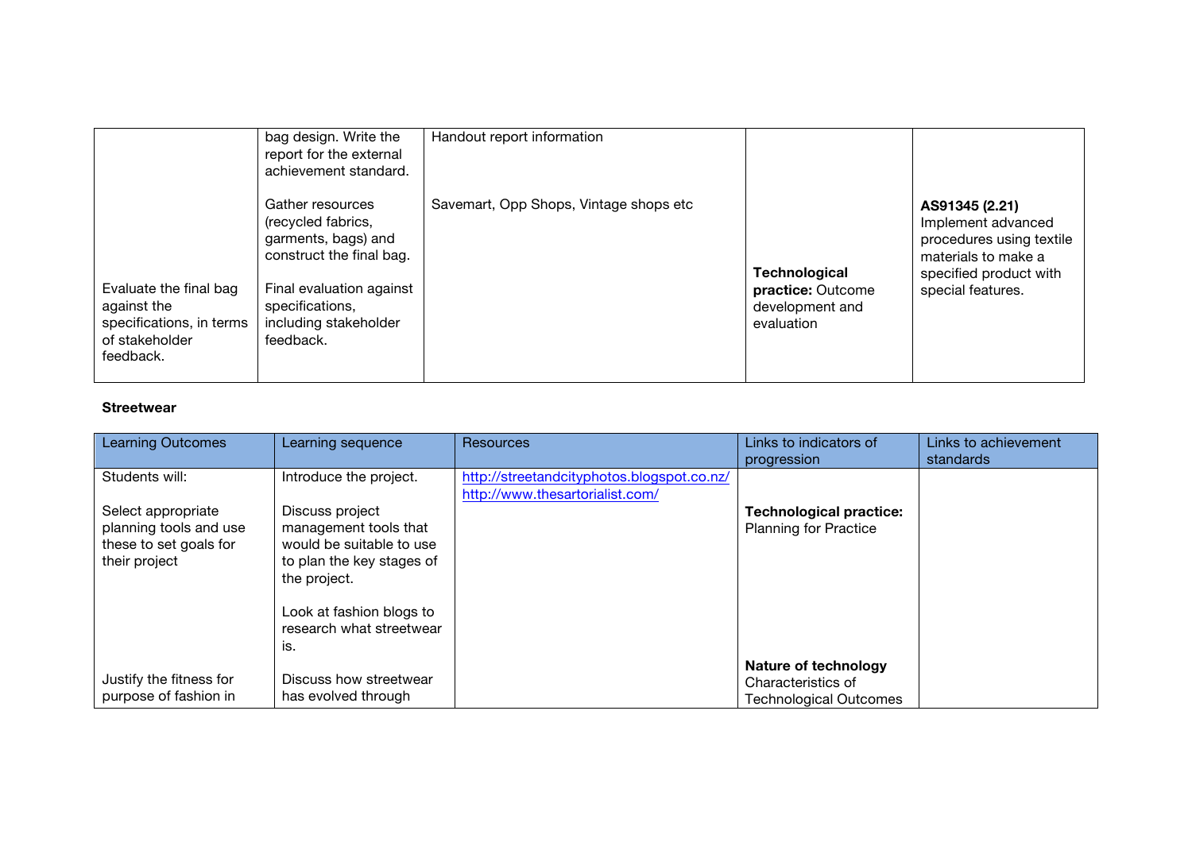| | | | | |
|---|---|---|---|---|
| | bag design. Write the report for the external achievement standard. | Handout report information | | |
| | Gather resources (recycled fabrics, garments, bags) and construct the final bag. | Savemart, Opp Shops, Vintage shops etc | | **AS91345 (2.21)** Implement advanced procedures using textile materials to make a specified product with special features. |
| Evaluate the final bag against the specifications, in terms of stakeholder feedback. | Final evaluation against specifications, including stakeholder feedback. | | **Technological practice:** Outcome development and evaluation | |

**Streetwear**

| Learning Outcomes | Learning sequence | Resources | Links to indicators of progression | Links to achievement standards |
|---|---|---|---|---|
| Students will: | Introduce the project. | http://streetandcityphotos.blogspot.co.nz/ http://www.thesartorialist.com/ | | |
| Select appropriate planning tools and use these to set goals for their project | Discuss project management tools that would be suitable to use to plan the key stages of the project. | | **Technological practice:** Planning for Practice | |
| | Look at fashion blogs to research what streetwear is. | | | |
| Justify the fitness for purpose of fashion in | Discuss how streetwear has evolved through | | **Nature of technology** Characteristics of Technological Outcomes | |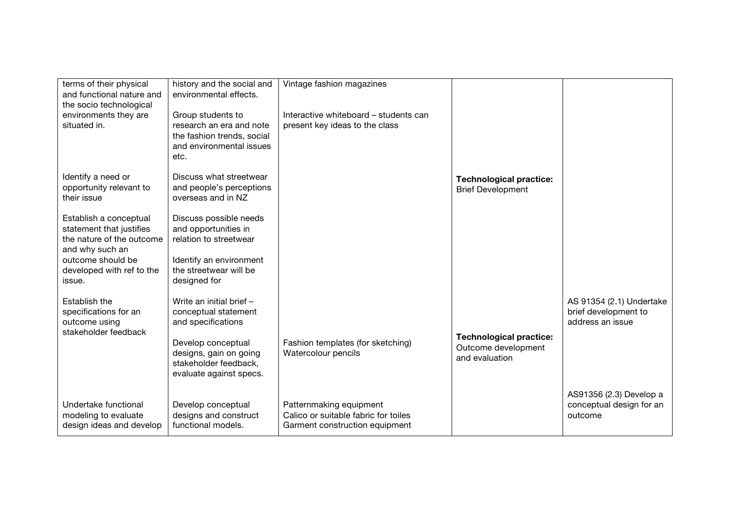| | | | | |
|---|---|---|---|---|
| terms of their physical and functional nature and the socio technological environments they are situated in. | history and the social and environmental effects.<br><br>Group students to research an era and note the fashion trends, social and environmental issues etc. | Vintage fashion magazines<br><br>Interactive whiteboard – students can present key ideas to the class | | |
| Identify a need or opportunity relevant to their issue<br><br>Establish a conceptual statement that justifies the nature of the outcome and why such an outcome should be developed with ref to the issue. | Discuss what streetwear and people's perceptions overseas and in NZ<br><br>Discuss possible needs and opportunities in relation to streetwear<br><br>Identify an environment the streetwear will be designed for | | **Technological practice:** Brief Development | |
| Establish the specifications for an outcome using stakeholder feedback | Write an initial brief – conceptual statement and specifications<br><br>Develop conceptual designs, gain on going stakeholder feedback, evaluate against specs. | Fashion templates (for sketching)<br>Watercolour pencils | **Technological practice:** Outcome development and evaluation | AS 91354 (2.1) Undertake brief development to address an issue |
| Undertake functional modeling to evaluate design ideas and develop | Develop conceptual designs and construct functional models. | Patternmaking equipment<br>Calico or suitable fabric for toiles<br>Garment construction equipment | | AS91356 (2.3) Develop a conceptual design for an outcome |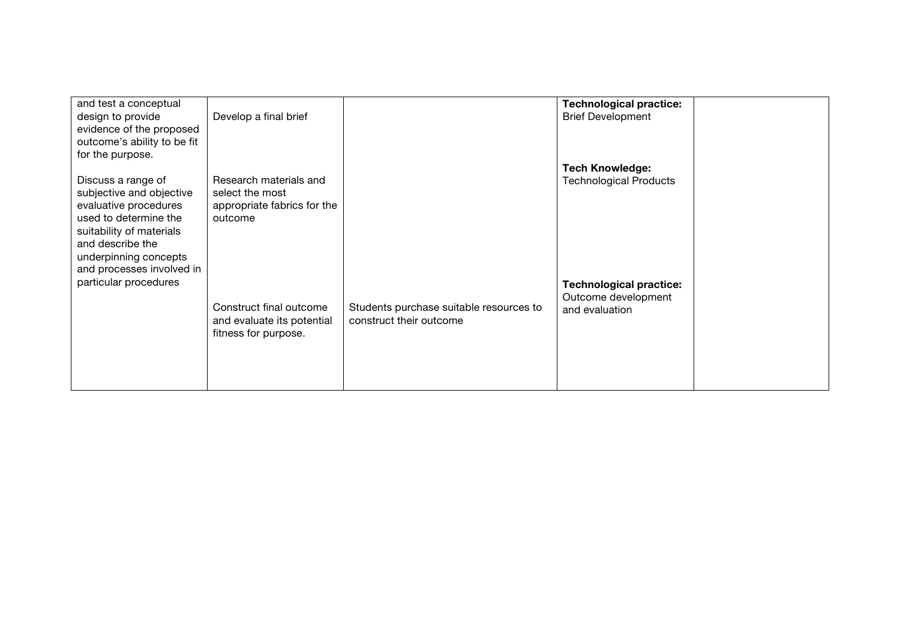| | | | | |
|---|---|---|---|---|
| and test a conceptual design to provide evidence of the proposed outcome's ability to be fit for the purpose.<br><br>Discuss a range of subjective and objective evaluative procedures used to determine the suitability of materials and describe the underpinning concepts and processes involved in particular procedures | Develop a final brief<br><br>Research materials and select the most appropriate fabrics for the outcome<br><br>Construct final outcome and evaluate its potential fitness for purpose. | Students purchase suitable resources to construct their outcome | **Technological practice:** Brief Development<br><br>**Tech Knowledge:** Technological Products<br><br>**Technological practice:** Outcome development and evaluation | |